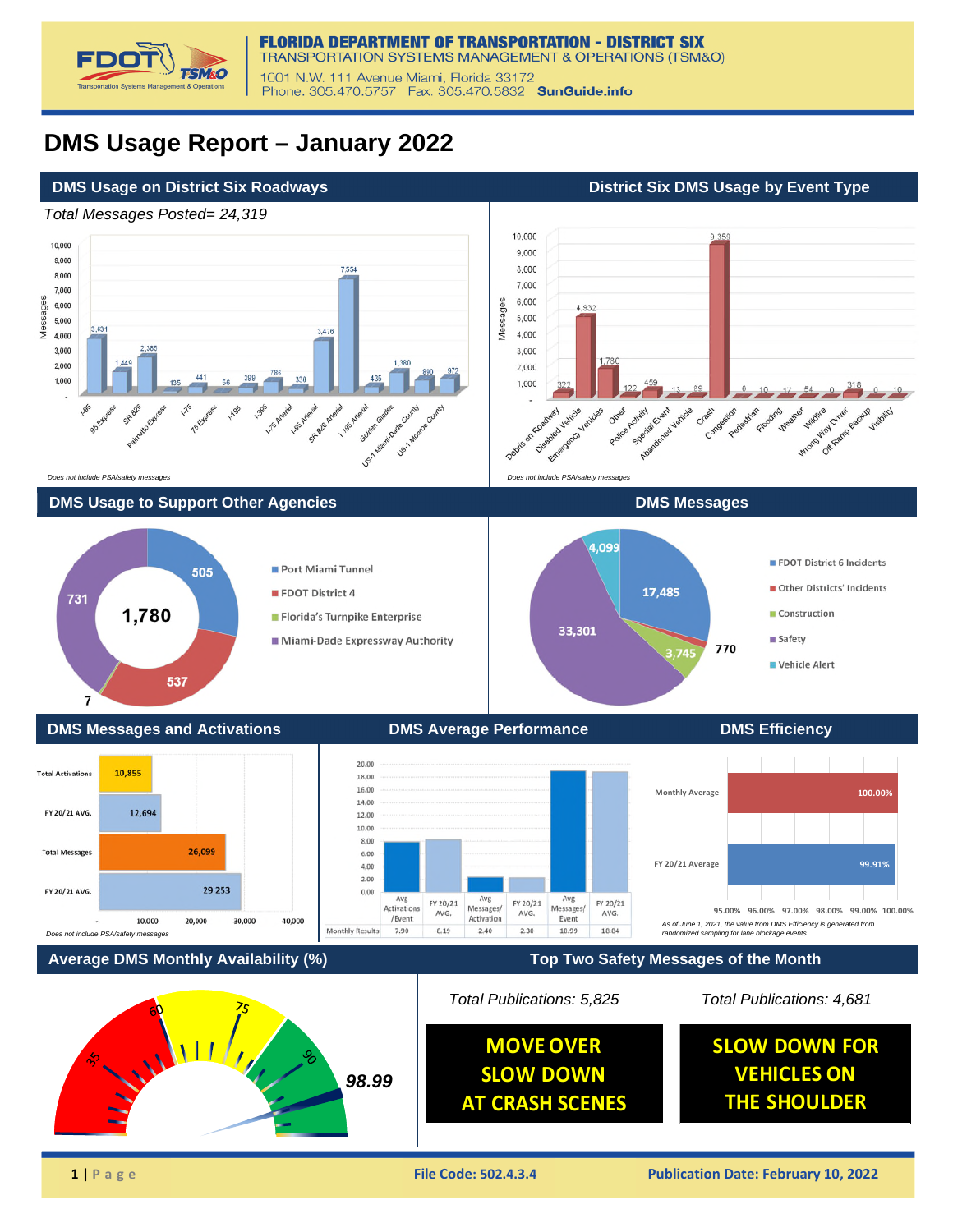**FLORIDA DEPARTMENT OF TRANSPORTATION - DISTRICT SIX**
TRANSPORTATION SYSTEMS MANAGEMENT & OPERATIONS (TSM&O)
1001 N.W. 111 Avenue Miami, Florida 33172
Phone: 305.470.5757 Fax: 305.470.5832 **SunGuide.info**

# DMS Usage Report – January 2022

## DMS Usage on District Six Roadways

*Total Messages Posted= 24,319*

| Roadway | Messages |
|---|---|
| I-95 | 3,631 |
| 95 Express | 1,449 |
| SR 826 | 2,385 |
| Palmetto Express | 135 |
| I-75 | 441 |
| 75 Express | 56 |
| I-195 | 399 |
| I-395 | 786 |
| I-75 Arterial | 330 |
| I-95 Arterial | 3,476 |
| SR 826 Arterial | 7,554 |
| I-195 Arterial | 435 |
| Golden Glades | 1,380 |
| US-1 Miami-Dade County | 890 |
| US-1 Monroe County | 972 |

*Does not include PSA/safety messages*

## District Six DMS Usage by Event Type

| Event Type | Messages |
|---|---|
| Debris on Roadway | 322 |
| Disabled Vehicle | 4,932 |
| Emergency Vehicles | 1,780 |
| Other | 122 |
| Police Activity | 459 |
| Special Event | 13 |
| Abandoned Vehicle | 89 |
| Crash | 9,359 |
| Congestion | 0 |
| Pedestrian | 10 |
| Flooding | 17 |
| Weather | 54 |
| Wildfire | 0 |
| Wrong Way Driver | 318 |
| Off Ramp Backup | 0 |
| Visibility | 10 |

*Does not include PSA/safety messages*

## DMS Usage to Support Other Agencies

Total: 1,780

| Agency | Messages |
|---|---|
| Port Miami Tunnel | 505 |
| FDOT District 4 | 537 |
| Florida's Turnpike Enterprise | 7 |
| Miami-Dade Expressway Authority | 731 |

## DMS Messages

| Category | Messages |
|---|---|
| FDOT District 6 Incidents | 17,485 |
| Other Districts' Incidents | 770 |
| Construction | 3,745 |
| Safety | 33,301 |
| Vehicle Alert | 4,099 |

## DMS Messages and Activations

| Item | Value |
|---|---|
| Total Activations | 10,855 |
| FY 20/21 AVG. | 12,694 |
| Total Messages | 26,099 |
| FY 20/21 AVG. | 29,253 |

*Does not include PSA/safety messages*

## DMS Average Performance

| | Avg Activations/Event | FY 20/21 AVG. | Avg Messages/Activation | FY 20/21 AVG. | Avg Messages/Event | FY 20/21 AVG. |
|---|---|---|---|---|---|---|
| Monthly Results | 7.90 | 8.19 | 2.40 | 2.30 | 18.99 | 18.84 |

## DMS Efficiency

| | Efficiency |
|---|---|
| Monthly Average | 100.00% |
| FY 20/21 Average | 99.91% |

*As of June 1, 2021, the value from DMS Efficiency is generated from randomized sampling for lane blockage events.*

## Average DMS Monthly Availability (%)

98.99

## Top Two Safety Messages of the Month

*Total Publications: 5,825*

**MOVE OVER
SLOW DOWN
AT CRASH SCENES**

*Total Publications: 4,681*

**SLOW DOWN FOR
VEHICLES ON
THE SHOULDER**

File Code: 502.4.3.4 | Publication Date: February 10, 2022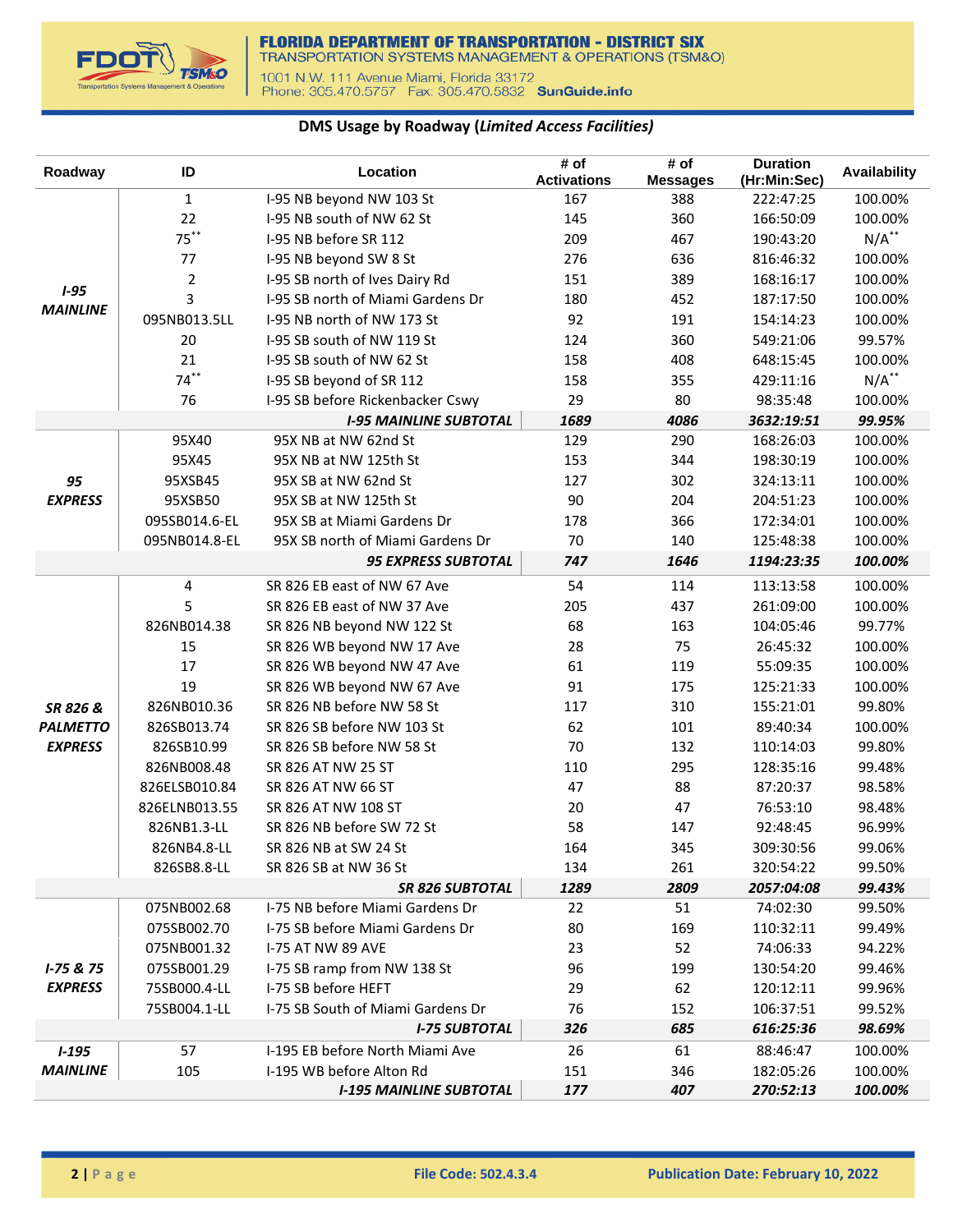FLORIDA DEPARTMENT OF TRANSPORTATION - DISTRICT SIX
TRANSPORTATION SYSTEMS MANAGEMENT & OPERATIONS (TSM&O)
1001 N.W. 111 Avenue Miami, Florida 33172
Phone: 305.470.5757 Fax: 305.470.5832 SunGuide.info

## DMS Usage by Roadway (*Limited Access Facilities*)

| Roadway | ID | Location | # of Activations | # of Messages | Duration (Hr:Min:Sec) | Availability |
|---|---|---|---|---|---|---|
| ***I-95 MAINLINE*** | 1 | I-95 NB beyond NW 103 St | 167 | 388 | 222:47:25 | 100.00% |
| | 22 | I-95 NB south of NW 62 St | 145 | 360 | 166:50:09 | 100.00% |
| | 75** | I-95 NB before SR 112 | 209 | 467 | 190:43:20 | N/A** |
| | 77 | I-95 NB beyond SW 8 St | 276 | 636 | 816:46:32 | 100.00% |
| | 2 | I-95 SB north of Ives Dairy Rd | 151 | 389 | 168:16:17 | 100.00% |
| | 3 | I-95 SB north of Miami Gardens Dr | 180 | 452 | 187:17:50 | 100.00% |
| | 095NB013.5LL | I-95 NB north of NW 173 St | 92 | 191 | 154:14:23 | 100.00% |
| | 20 | I-95 SB south of NW 119 St | 124 | 360 | 549:21:06 | 99.57% |
| | 21 | I-95 SB south of NW 62 St | 158 | 408 | 648:15:45 | 100.00% |
| | 74** | I-95 SB beyond of SR 112 | 158 | 355 | 429:11:16 | N/A** |
| | 76 | I-95 SB before Rickenbacker Cswy | 29 | 80 | 98:35:48 | 100.00% |
| | | ***I-95 MAINLINE SUBTOTAL*** | ***1689*** | ***4086*** | ***3632:19:51*** | ***99.95%*** |
| ***95 EXPRESS*** | 95X40 | 95X NB at NW 62nd St | 129 | 290 | 168:26:03 | 100.00% |
| | 95X45 | 95X NB at NW 125th St | 153 | 344 | 198:30:19 | 100.00% |
| | 95XSB45 | 95X SB at NW 62nd St | 127 | 302 | 324:13:11 | 100.00% |
| | 95XSB50 | 95X SB at NW 125th St | 90 | 204 | 204:51:23 | 100.00% |
| | 095SB014.6-EL | 95X SB at Miami Gardens Dr | 178 | 366 | 172:34:01 | 100.00% |
| | 095NB014.8-EL | 95X SB north of Miami Gardens Dr | 70 | 140 | 125:48:38 | 100.00% |
| | | ***95 EXPRESS SUBTOTAL*** | ***747*** | ***1646*** | ***1194:23:35*** | ***100.00%*** |
| ***SR 826 & PALMETTO EXPRESS*** | 4 | SR 826 EB east of NW 67 Ave | 54 | 114 | 113:13:58 | 100.00% |
| | 5 | SR 826 EB east of NW 37 Ave | 205 | 437 | 261:09:00 | 100.00% |
| | 826NB014.38 | SR 826 NB beyond NW 122 St | 68 | 163 | 104:05:46 | 99.77% |
| | 15 | SR 826 WB beyond NW 17 Ave | 28 | 75 | 26:45:32 | 100.00% |
| | 17 | SR 826 WB beyond NW 47 Ave | 61 | 119 | 55:09:35 | 100.00% |
| | 19 | SR 826 WB beyond NW 67 Ave | 91 | 175 | 125:21:33 | 100.00% |
| | 826NB010.36 | SR 826 NB before NW 58 St | 117 | 310 | 155:21:01 | 99.80% |
| | 826SB013.74 | SR 826 SB before NW 103 St | 62 | 101 | 89:40:34 | 100.00% |
| | 826SB10.99 | SR 826 SB before NW 58 St | 70 | 132 | 110:14:03 | 99.80% |
| | 826NB008.48 | SR 826 AT NW 25 ST | 110 | 295 | 128:35:16 | 99.48% |
| | 826ELSB010.84 | SR 826 AT NW 66 ST | 47 | 88 | 87:20:37 | 98.58% |
| | 826ELNB013.55 | SR 826 AT NW 108 ST | 20 | 47 | 76:53:10 | 98.48% |
| | 826NB1.3-LL | SR 826 NB before SW 72 St | 58 | 147 | 92:48:45 | 96.99% |
| | 826NB4.8-LL | SR 826 NB at SW 24 St | 164 | 345 | 309:30:56 | 99.06% |
| | 826SB8.8-LL | SR 826 SB at NW 36 St | 134 | 261 | 320:54:22 | 99.50% |
| | | ***SR 826 SUBTOTAL*** | ***1289*** | ***2809*** | ***2057:04:08*** | ***99.43%*** |
| ***I-75 & 75 EXPRESS*** | 075NB002.68 | I-75 NB before Miami Gardens Dr | 22 | 51 | 74:02:30 | 99.50% |
| | 075SB002.70 | I-75 SB before Miami Gardens Dr | 80 | 169 | 110:32:11 | 99.49% |
| | 075NB001.32 | I-75 AT NW 89 AVE | 23 | 52 | 74:06:33 | 94.22% |
| | 075SB001.29 | I-75 SB ramp from NW 138 St | 96 | 199 | 130:54:20 | 99.46% |
| | 75SB000.4-LL | I-75 SB before HEFT | 29 | 62 | 120:12:11 | 99.96% |
| | 75SB004.1-LL | I-75 SB South of Miami Gardens Dr | 76 | 152 | 106:37:51 | 99.52% |
| | | ***I-75 SUBTOTAL*** | ***326*** | ***685*** | ***616:25:36*** | ***98.69%*** |
| ***I-195 MAINLINE*** | 57 | I-195 EB before North Miami Ave | 26 | 61 | 88:46:47 | 100.00% |
| | 105 | I-195 WB before Alton Rd | 151 | 346 | 182:05:26 | 100.00% |
| | | ***I-195 MAINLINE SUBTOTAL*** | ***177*** | ***407*** | ***270:52:13*** | ***100.00%*** |

File Code: 502.4.3.4 Publication Date: February 10, 2022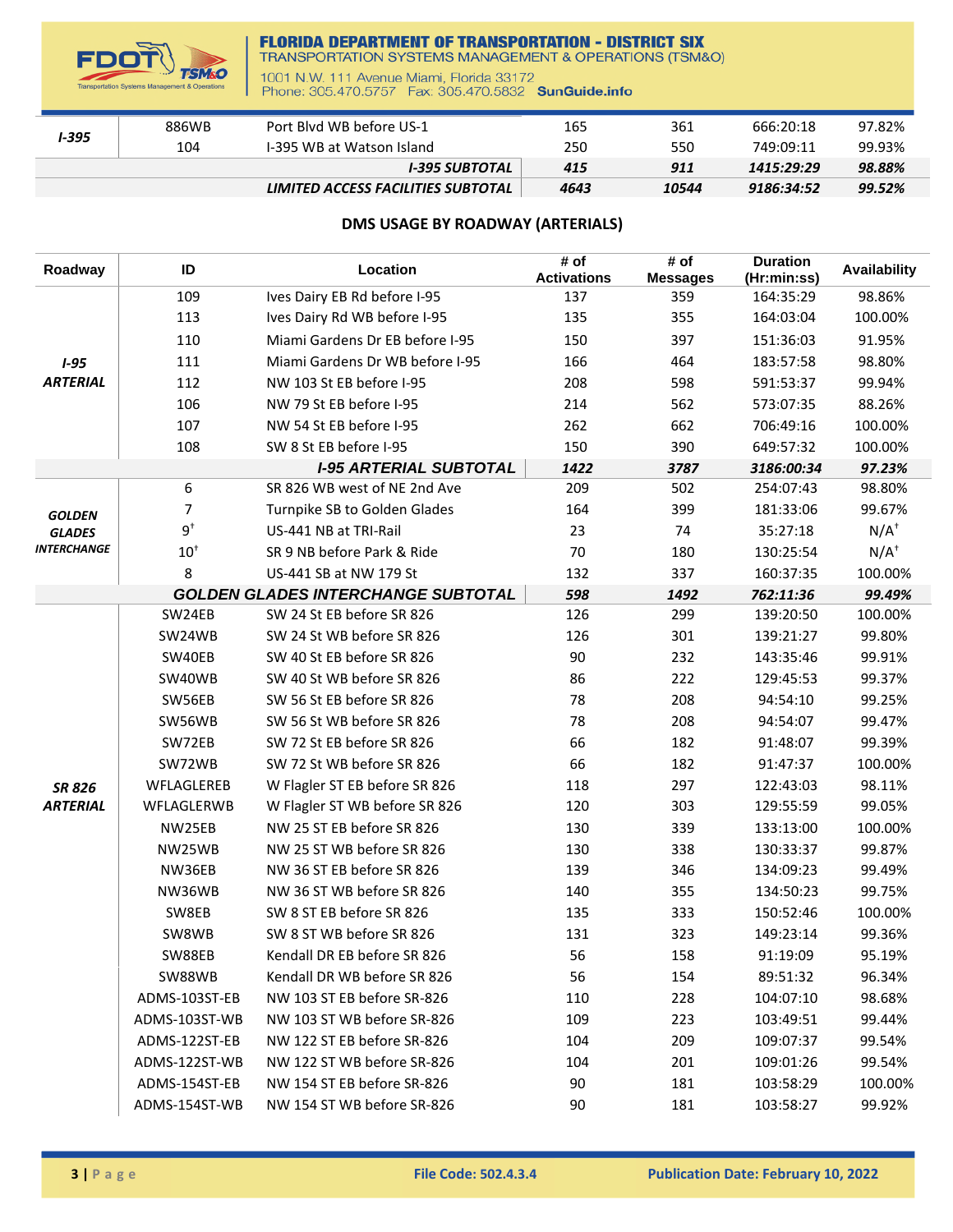| | | | | | | |
|---|---|---|---|---|---|---|
| *I-395* | 886WB | Port Blvd WB before US-1 | 165 | 361 | 666:20:18 | 97.82% |
| | 104 | I-395 WB at Watson Island | 250 | 550 | 749:09:11 | 99.93% |
| | | ***I-395 SUBTOTAL*** | ***415*** | ***911*** | ***1415:29:29*** | ***98.88%*** |
| | | ***LIMITED ACCESS FACILITIES SUBTOTAL*** | ***4643*** | ***10544*** | ***9186:34:52*** | ***99.52%*** |

## DMS USAGE BY ROADWAY (ARTERIALS)

| Roadway | ID | Location | # of Activations | # of Messages | Duration (Hr:min:ss) | Availability |
|---|---|---|---|---|---|---|
| ***I-95 ARTERIAL*** | 109 | Ives Dairy EB Rd before I-95 | 137 | 359 | 164:35:29 | 98.86% |
| | 113 | Ives Dairy Rd WB before I-95 | 135 | 355 | 164:03:04 | 100.00% |
| | 110 | Miami Gardens Dr EB before I-95 | 150 | 397 | 151:36:03 | 91.95% |
| | 111 | Miami Gardens Dr WB before I-95 | 166 | 464 | 183:57:58 | 98.80% |
| | 112 | NW 103 St EB before I-95 | 208 | 598 | 591:53:37 | 99.94% |
| | 106 | NW 79 St EB before I-95 | 214 | 562 | 573:07:35 | 88.26% |
| | 107 | NW 54 St EB before I-95 | 262 | 662 | 706:49:16 | 100.00% |
| | 108 | SW 8 St EB before I-95 | 150 | 390 | 649:57:32 | 100.00% |
| | | ***I-95 ARTERIAL SUBTOTAL*** | ***1422*** | ***3787*** | ***3186:00:34*** | ***97.23%*** |
| ***GOLDEN GLADES INTERCHANGE*** | 6 | SR 826 WB west of NE 2nd Ave | 209 | 502 | 254:07:43 | 98.80% |
| | 7 | Turnpike SB to Golden Glades | 164 | 399 | 181:33:06 | 99.67% |
| | 9[†] | US-441 NB at TRI-Rail | 23 | 74 | 35:27:18 | N/A[†] |
| | 10[†] | SR 9 NB before Park & Ride | 70 | 180 | 130:25:54 | N/A[†] |
| | 8 | US-441 SB at NW 179 St | 132 | 337 | 160:37:35 | 100.00% |
| | | ***GOLDEN GLADES INTERCHANGE SUBTOTAL*** | ***598*** | ***1492*** | ***762:11:36*** | ***99.49%*** |
| ***SR 826 ARTERIAL*** | SW24EB | SW 24 St EB before SR 826 | 126 | 299 | 139:20:50 | 100.00% |
| | SW24WB | SW 24 St WB before SR 826 | 126 | 301 | 139:21:27 | 99.80% |
| | SW40EB | SW 40 St EB before SR 826 | 90 | 232 | 143:35:46 | 99.91% |
| | SW40WB | SW 40 St WB before SR 826 | 86 | 222 | 129:45:53 | 99.37% |
| | SW56EB | SW 56 St EB before SR 826 | 78 | 208 | 94:54:10 | 99.25% |
| | SW56WB | SW 56 St WB before SR 826 | 78 | 208 | 94:54:07 | 99.47% |
| | SW72EB | SW 72 St EB before SR 826 | 66 | 182 | 91:48:07 | 99.39% |
| | SW72WB | SW 72 St WB before SR 826 | 66 | 182 | 91:47:37 | 100.00% |
| | WFLAGLEREB | W Flagler ST EB before SR 826 | 118 | 297 | 122:43:03 | 98.11% |
| | WFLAGLERWB | W Flagler ST WB before SR 826 | 120 | 303 | 129:55:59 | 99.05% |
| | NW25EB | NW 25 ST EB before SR 826 | 130 | 339 | 133:13:00 | 100.00% |
| | NW25WB | NW 25 ST WB before SR 826 | 130 | 338 | 130:33:37 | 99.87% |
| | NW36EB | NW 36 ST EB before SR 826 | 139 | 346 | 134:09:23 | 99.49% |
| | NW36WB | NW 36 ST WB before SR 826 | 140 | 355 | 134:50:23 | 99.75% |
| | SW8EB | SW 8 ST EB before SR 826 | 135 | 333 | 150:52:46 | 100.00% |
| | SW8WB | SW 8 ST WB before SR 826 | 131 | 323 | 149:23:14 | 99.36% |
| | SW88EB | Kendall DR EB before SR 826 | 56 | 158 | 91:19:09 | 95.19% |
| | SW88WB | Kendall DR WB before SR 826 | 56 | 154 | 89:51:32 | 96.34% |
| | ADMS-103ST-EB | NW 103 ST EB before SR-826 | 110 | 228 | 104:07:10 | 98.68% |
| | ADMS-103ST-WB | NW 103 ST WB before SR-826 | 109 | 223 | 103:49:51 | 99.44% |
| | ADMS-122ST-EB | NW 122 ST EB before SR-826 | 104 | 209 | 109:07:37 | 99.54% |
| | ADMS-122ST-WB | NW 122 ST WB before SR-826 | 104 | 201 | 109:01:26 | 99.54% |
| | ADMS-154ST-EB | NW 154 ST EB before SR-826 | 90 | 181 | 103:58:29 | 100.00% |
| | ADMS-154ST-WB | NW 154 ST WB before SR-826 | 90 | 181 | 103:58:27 | 99.92% |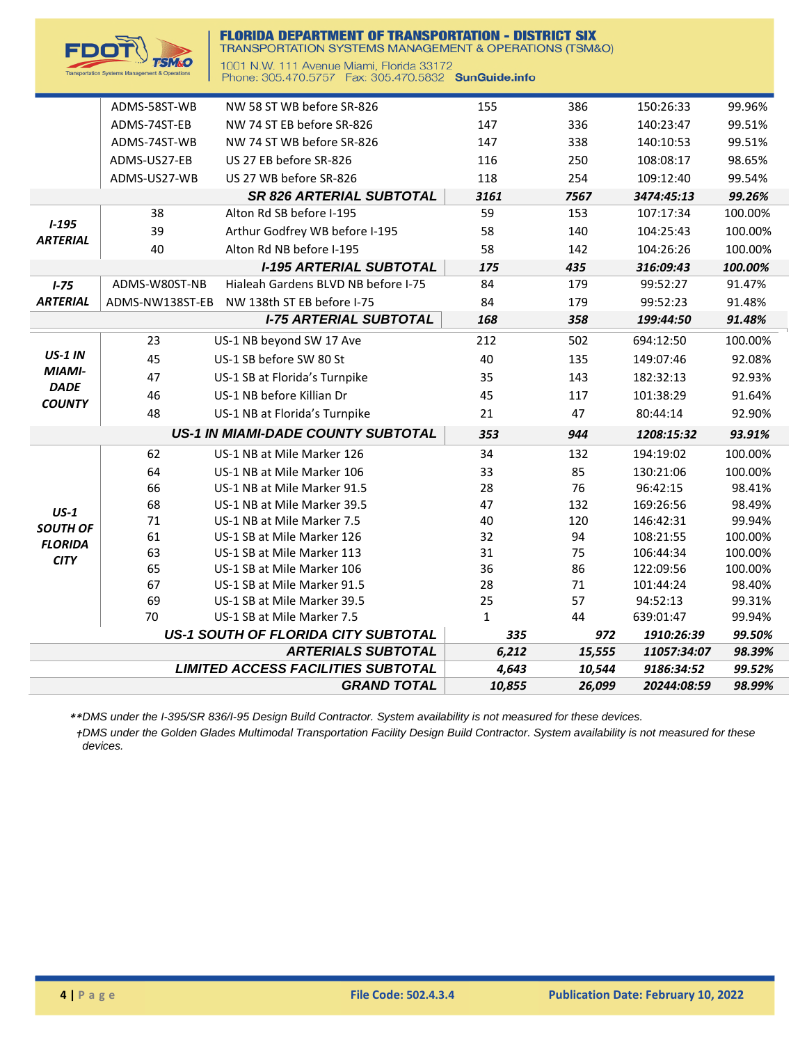| | | | | | | |
|---|---|---|---|---|---|---|
| | ADMS-58ST-WB | NW 58 ST WB before SR-826 | 155 | 386 | 150:26:33 | 99.96% |
| | ADMS-74ST-EB | NW 74 ST EB before SR-826 | 147 | 336 | 140:23:47 | 99.51% |
| | ADMS-74ST-WB | NW 74 ST WB before SR-826 | 147 | 338 | 140:10:53 | 99.51% |
| | ADMS-US27-EB | US 27 EB before SR-826 | 116 | 250 | 108:08:17 | 98.65% |
| | ADMS-US27-WB | US 27 WB before SR-826 | 118 | 254 | 109:12:40 | 99.54% |
| | | ***SR 826 ARTERIAL SUBTOTAL*** | ***3161*** | ***7567*** | ***3474:45:13*** | ***99.26%*** |
| ***I-195 ARTERIAL*** | 38 | Alton Rd SB before I-195 | 59 | 153 | 107:17:34 | 100.00% |
| | 39 | Arthur Godfrey WB before I-195 | 58 | 140 | 104:25:43 | 100.00% |
| | 40 | Alton Rd NB before I-195 | 58 | 142 | 104:26:26 | 100.00% |
| | | ***I-195 ARTERIAL SUBTOTAL*** | ***175*** | ***435*** | ***316:09:43*** | ***100.00%*** |
| ***I-75 ARTERIAL*** | ADMS-W80ST-NB | Hialeah Gardens BLVD NB before I-75 | 84 | 179 | 99:52:27 | 91.47% |
| | ADMS-NW138ST-EB | NW 138th ST EB before I-75 | 84 | 179 | 99:52:23 | 91.48% |
| | | ***I-75 ARTERIAL SUBTOTAL*** | ***168*** | ***358*** | ***199:44:50*** | ***91.48%*** |
| ***US-1 IN MIAMI-DADE COUNTY*** | 23 | US-1 NB beyond SW 17 Ave | 212 | 502 | 694:12:50 | 100.00% |
| | 45 | US-1 SB before SW 80 St | 40 | 135 | 149:07:46 | 92.08% |
| | 47 | US-1 SB at Florida's Turnpike | 35 | 143 | 182:32:13 | 92.93% |
| | 46 | US-1 NB before Killian Dr | 45 | 117 | 101:38:29 | 91.64% |
| | 48 | US-1 NB at Florida's Turnpike | 21 | 47 | 80:44:14 | 92.90% |
| | | ***US-1 IN MIAMI-DADE COUNTY SUBTOTAL*** | ***353*** | ***944*** | ***1208:15:32*** | ***93.91%*** |
| ***US-1 SOUTH OF FLORIDA CITY*** | 62 | US-1 NB at Mile Marker 126 | 34 | 132 | 194:19:02 | 100.00% |
| | 64 | US-1 NB at Mile Marker 106 | 33 | 85 | 130:21:06 | 100.00% |
| | 66 | US-1 NB at Mile Marker 91.5 | 28 | 76 | 96:42:15 | 98.41% |
| | 68 | US-1 NB at Mile Marker 39.5 | 47 | 132 | 169:26:56 | 98.49% |
| | 71 | US-1 NB at Mile Marker 7.5 | 40 | 120 | 146:42:31 | 99.94% |
| | 61 | US-1 SB at Mile Marker 126 | 32 | 94 | 108:21:55 | 100.00% |
| | 63 | US-1 SB at Mile Marker 113 | 31 | 75 | 106:44:34 | 100.00% |
| | 65 | US-1 SB at Mile Marker 106 | 36 | 86 | 122:09:56 | 100.00% |
| | 67 | US-1 SB at Mile Marker 91.5 | 28 | 71 | 101:44:24 | 98.40% |
| | 69 | US-1 SB at Mile Marker 39.5 | 25 | 57 | 94:52:13 | 99.31% |
| | 70 | US-1 SB at Mile Marker 7.5 | 1 | 44 | 639:01:47 | 99.94% |
| | | ***US-1 SOUTH OF FLORIDA CITY SUBTOTAL*** | ***335*** | ***972*** | ***1910:26:39*** | ***99.50%*** |
| | | ***ARTERIALS SUBTOTAL*** | ***6,212*** | ***15,555*** | ***11057:34:07*** | ***98.39%*** |
| | | ***LIMITED ACCESS FACILITIES SUBTOTAL*** | ***4,643*** | ***10,544*** | ***9186:34:52*** | ***99.52%*** |
| | | ***GRAND TOTAL*** | ***10,855*** | ***26,099*** | ***20244:08:59*** | ***98.99%*** |

*\*\*DMS under the I-395/SR 836/I-95 Design Build Contractor. System availability is not measured for these devices.*

*†DMS under the Golden Glades Multimodal Transportation Facility Design Build Contractor. System availability is not measured for these devices.*